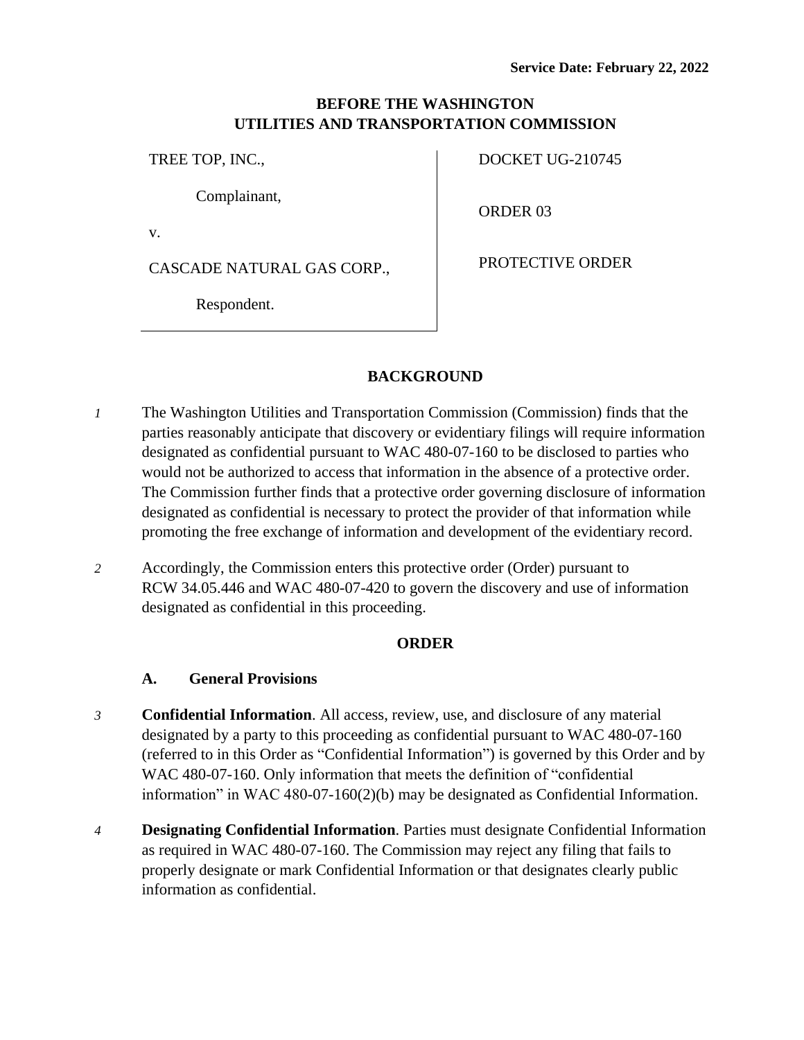**Service Date: February 22, 2022**

# BEFORE THE WASHINGTON UTILITIES AND TRANSPORTATION COMMISSION

| | |
|---|---|
| TREE TOP, INC.,<br><br>Complainant,<br><br>v.<br><br>CASCADE NATURAL GAS CORP.,<br><br>Respondent. | DOCKET UG-210745<br><br>ORDER 03<br><br>PROTECTIVE ORDER |

## BACKGROUND

*1* The Washington Utilities and Transportation Commission (Commission) finds that the parties reasonably anticipate that discovery or evidentiary filings will require information designated as confidential pursuant to WAC 480-07-160 to be disclosed to parties who would not be authorized to access that information in the absence of a protective order. The Commission further finds that a protective order governing disclosure of information designated as confidential is necessary to protect the provider of that information while promoting the free exchange of information and development of the evidentiary record.

*2* Accordingly, the Commission enters this protective order (Order) pursuant to RCW 34.05.446 and WAC 480-07-420 to govern the discovery and use of information designated as confidential in this proceeding.

## ORDER

### A. General Provisions

*3* **Confidential Information**. All access, review, use, and disclosure of any material designated by a party to this proceeding as confidential pursuant to WAC 480-07-160 (referred to in this Order as "Confidential Information") is governed by this Order and by WAC 480-07-160. Only information that meets the definition of "confidential information" in WAC 480-07-160(2)(b) may be designated as Confidential Information.

*4* **Designating Confidential Information**. Parties must designate Confidential Information as required in WAC 480-07-160. The Commission may reject any filing that fails to properly designate or mark Confidential Information or that designates clearly public information as confidential.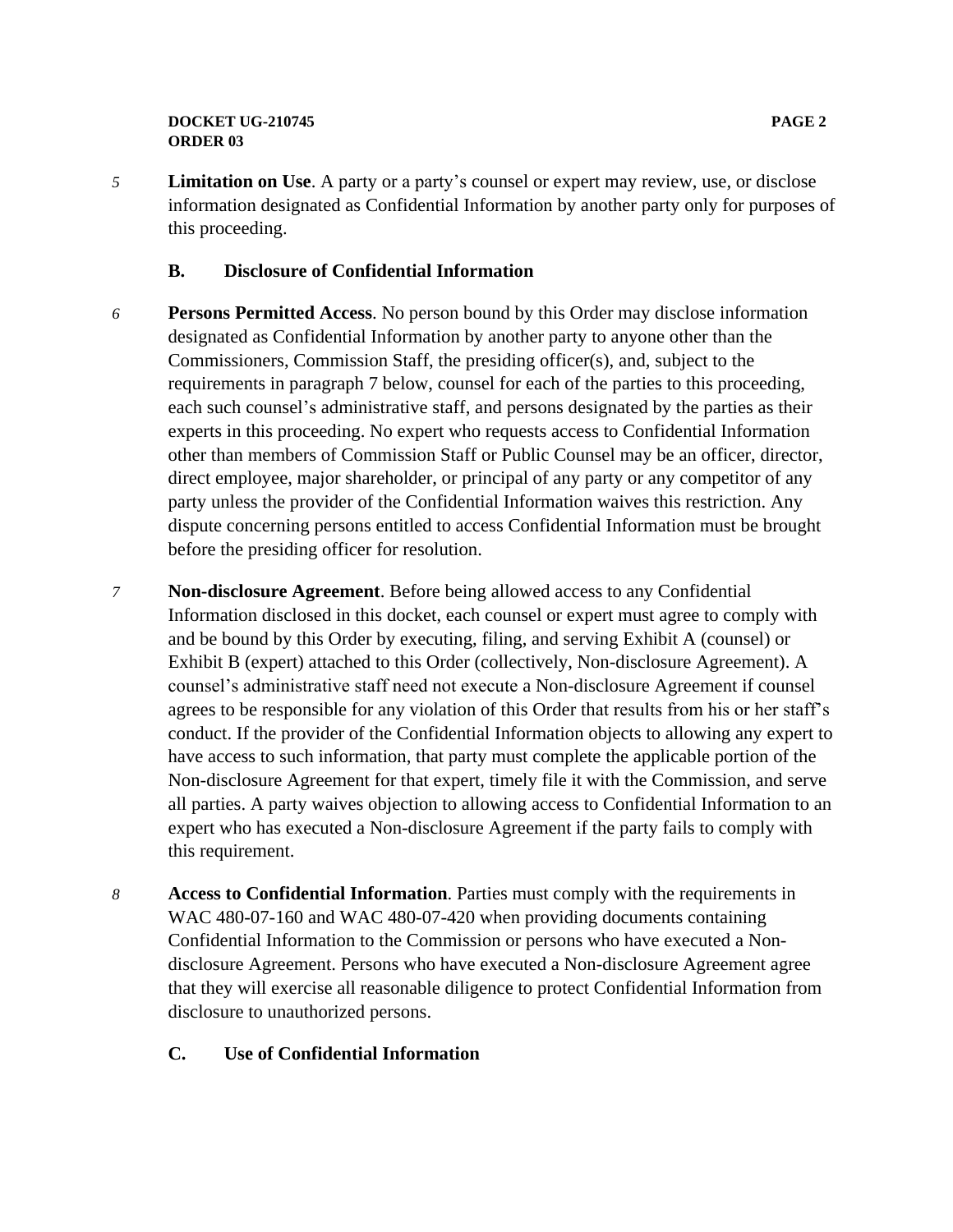5 **Limitation on Use**. A party or a party's counsel or expert may review, use, or disclose information designated as Confidential Information by another party only for purposes of this proceeding.

### B. Disclosure of Confidential Information

6 **Persons Permitted Access**. No person bound by this Order may disclose information designated as Confidential Information by another party to anyone other than the Commissioners, Commission Staff, the presiding officer(s), and, subject to the requirements in paragraph 7 below, counsel for each of the parties to this proceeding, each such counsel's administrative staff, and persons designated by the parties as their experts in this proceeding. No expert who requests access to Confidential Information other than members of Commission Staff or Public Counsel may be an officer, director, direct employee, major shareholder, or principal of any party or any competitor of any party unless the provider of the Confidential Information waives this restriction. Any dispute concerning persons entitled to access Confidential Information must be brought before the presiding officer for resolution.

7 **Non-disclosure Agreement**. Before being allowed access to any Confidential Information disclosed in this docket, each counsel or expert must agree to comply with and be bound by this Order by executing, filing, and serving Exhibit A (counsel) or Exhibit B (expert) attached to this Order (collectively, Non-disclosure Agreement). A counsel's administrative staff need not execute a Non-disclosure Agreement if counsel agrees to be responsible for any violation of this Order that results from his or her staff's conduct. If the provider of the Confidential Information objects to allowing any expert to have access to such information, that party must complete the applicable portion of the Non-disclosure Agreement for that expert, timely file it with the Commission, and serve all parties. A party waives objection to allowing access to Confidential Information to an expert who has executed a Non-disclosure Agreement if the party fails to comply with this requirement.

8 **Access to Confidential Information**. Parties must comply with the requirements in WAC 480-07-160 and WAC 480-07-420 when providing documents containing Confidential Information to the Commission or persons who have executed a Non-disclosure Agreement. Persons who have executed a Non-disclosure Agreement agree that they will exercise all reasonable diligence to protect Confidential Information from disclosure to unauthorized persons.

### C. Use of Confidential Information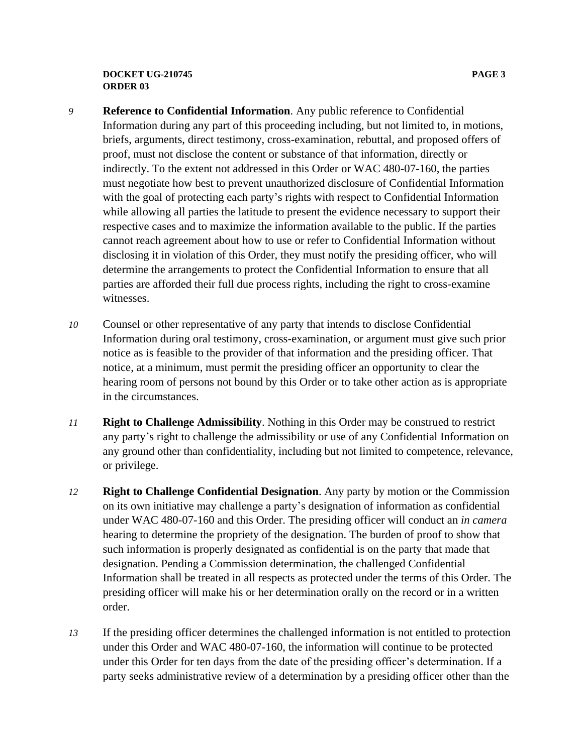9 **Reference to Confidential Information**. Any public reference to Confidential Information during any part of this proceeding including, but not limited to, in motions, briefs, arguments, direct testimony, cross-examination, rebuttal, and proposed offers of proof, must not disclose the content or substance of that information, directly or indirectly. To the extent not addressed in this Order or WAC 480-07-160, the parties must negotiate how best to prevent unauthorized disclosure of Confidential Information with the goal of protecting each party's rights with respect to Confidential Information while allowing all parties the latitude to present the evidence necessary to support their respective cases and to maximize the information available to the public. If the parties cannot reach agreement about how to use or refer to Confidential Information without disclosing it in violation of this Order, they must notify the presiding officer, who will determine the arrangements to protect the Confidential Information to ensure that all parties are afforded their full due process rights, including the right to cross-examine witnesses.

10 Counsel or other representative of any party that intends to disclose Confidential Information during oral testimony, cross-examination, or argument must give such prior notice as is feasible to the provider of that information and the presiding officer. That notice, at a minimum, must permit the presiding officer an opportunity to clear the hearing room of persons not bound by this Order or to take other action as is appropriate in the circumstances.

11 **Right to Challenge Admissibility**. Nothing in this Order may be construed to restrict any party's right to challenge the admissibility or use of any Confidential Information on any ground other than confidentiality, including but not limited to competence, relevance, or privilege.

12 **Right to Challenge Confidential Designation**. Any party by motion or the Commission on its own initiative may challenge a party's designation of information as confidential under WAC 480-07-160 and this Order. The presiding officer will conduct an *in camera* hearing to determine the propriety of the designation. The burden of proof to show that such information is properly designated as confidential is on the party that made that designation. Pending a Commission determination, the challenged Confidential Information shall be treated in all respects as protected under the terms of this Order. The presiding officer will make his or her determination orally on the record or in a written order.

13 If the presiding officer determines the challenged information is not entitled to protection under this Order and WAC 480-07-160, the information will continue to be protected under this Order for ten days from the date of the presiding officer's determination. If a party seeks administrative review of a determination by a presiding officer other than the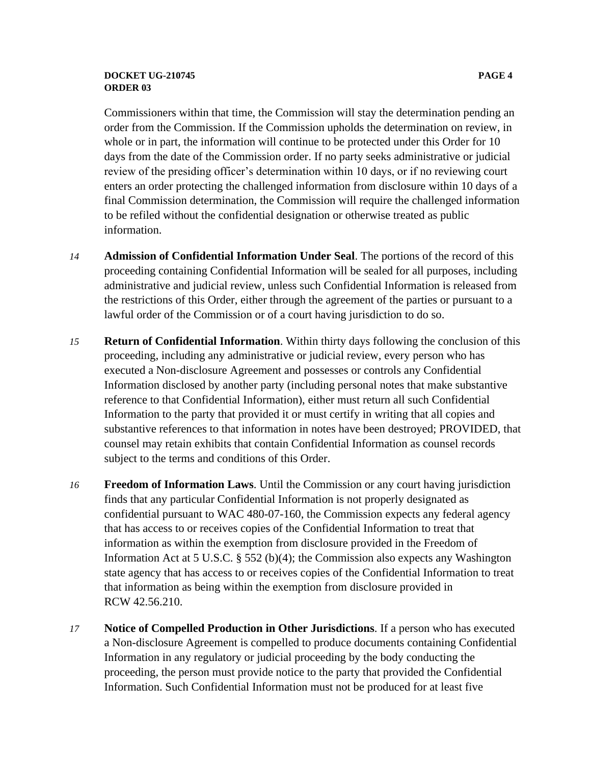Commissioners within that time, the Commission will stay the determination pending an order from the Commission. If the Commission upholds the determination on review, in whole or in part, the information will continue to be protected under this Order for 10 days from the date of the Commission order. If no party seeks administrative or judicial review of the presiding officer's determination within 10 days, or if no reviewing court enters an order protecting the challenged information from disclosure within 10 days of a final Commission determination, the Commission will require the challenged information to be refiled without the confidential designation or otherwise treated as public information.

*14* **Admission of Confidential Information Under Seal**. The portions of the record of this proceeding containing Confidential Information will be sealed for all purposes, including administrative and judicial review, unless such Confidential Information is released from the restrictions of this Order, either through the agreement of the parties or pursuant to a lawful order of the Commission or of a court having jurisdiction to do so.

*15* **Return of Confidential Information**. Within thirty days following the conclusion of this proceeding, including any administrative or judicial review, every person who has executed a Non-disclosure Agreement and possesses or controls any Confidential Information disclosed by another party (including personal notes that make substantive reference to that Confidential Information), either must return all such Confidential Information to the party that provided it or must certify in writing that all copies and substantive references to that information in notes have been destroyed; PROVIDED, that counsel may retain exhibits that contain Confidential Information as counsel records subject to the terms and conditions of this Order.

*16* **Freedom of Information Laws**. Until the Commission or any court having jurisdiction finds that any particular Confidential Information is not properly designated as confidential pursuant to WAC 480-07-160, the Commission expects any federal agency that has access to or receives copies of the Confidential Information to treat that information as within the exemption from disclosure provided in the Freedom of Information Act at 5 U.S.C. § 552 (b)(4); the Commission also expects any Washington state agency that has access to or receives copies of the Confidential Information to treat that information as being within the exemption from disclosure provided in RCW 42.56.210.

*17* **Notice of Compelled Production in Other Jurisdictions**. If a person who has executed a Non-disclosure Agreement is compelled to produce documents containing Confidential Information in any regulatory or judicial proceeding by the body conducting the proceeding, the person must provide notice to the party that provided the Confidential Information. Such Confidential Information must not be produced for at least five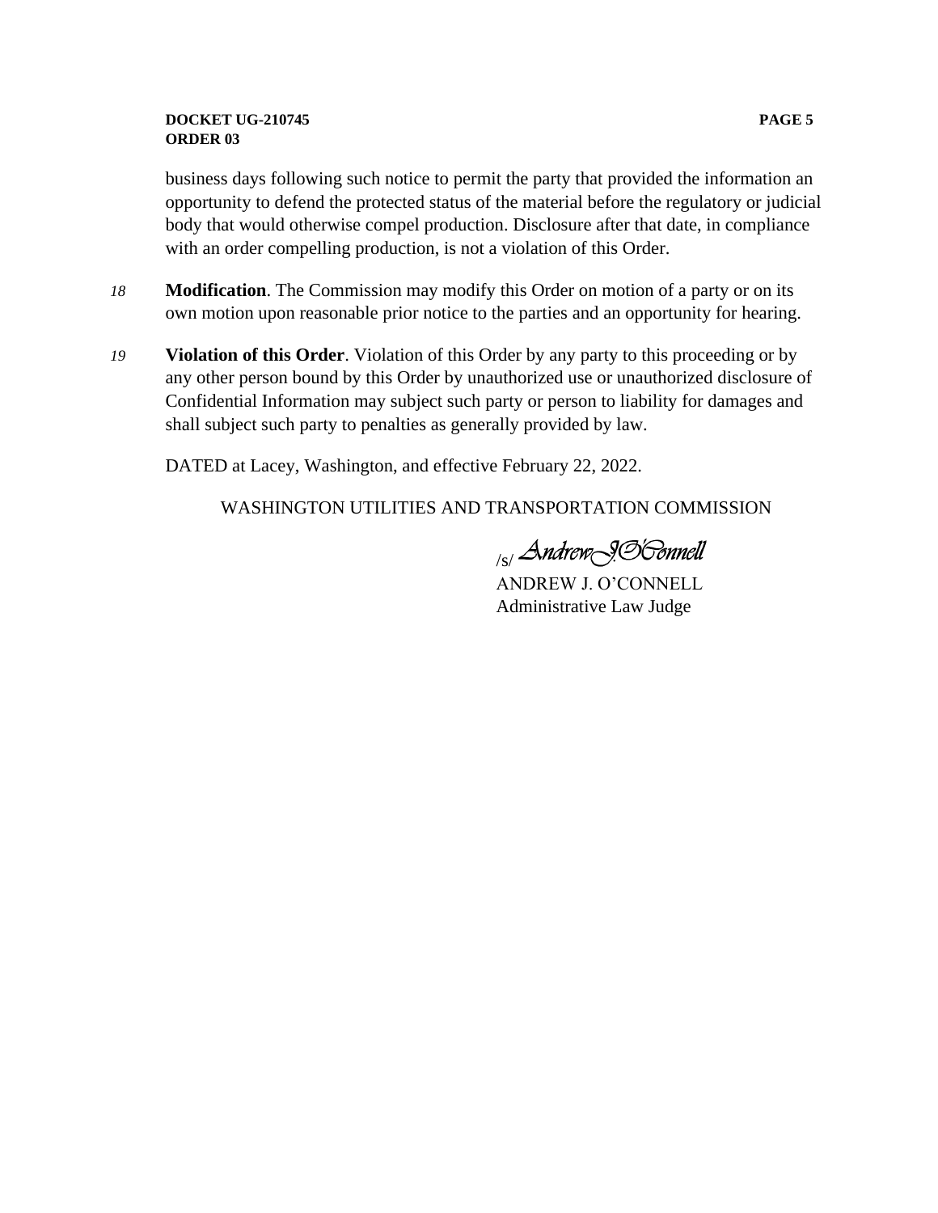business days following such notice to permit the party that provided the information an opportunity to defend the protected status of the material before the regulatory or judicial body that would otherwise compel production. Disclosure after that date, in compliance with an order compelling production, is not a violation of this Order.

*18* **Modification**. The Commission may modify this Order on motion of a party or on its own motion upon reasonable prior notice to the parties and an opportunity for hearing.

*19* **Violation of this Order**. Violation of this Order by any party to this proceeding or by any other person bound by this Order by unauthorized use or unauthorized disclosure of Confidential Information may subject such party or person to liability for damages and shall subject such party to penalties as generally provided by law.

DATED at Lacey, Washington, and effective February 22, 2022.

WASHINGTON UTILITIES AND TRANSPORTATION COMMISSION

/s/ *Andrew J. O'Connell*
ANDREW J. O'CONNELL
Administrative Law Judge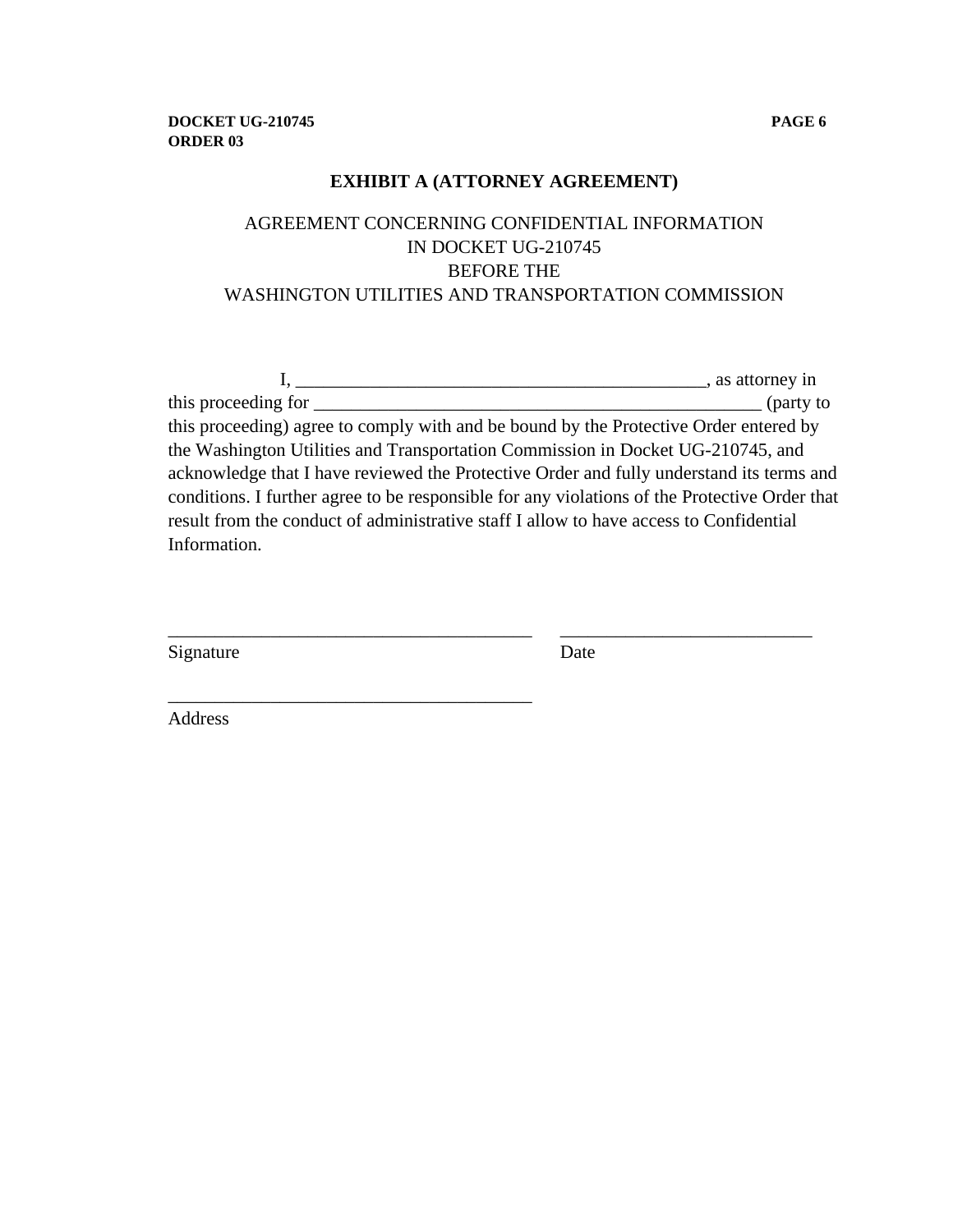## EXHIBIT A (ATTORNEY AGREEMENT)

AGREEMENT CONCERNING CONFIDENTIAL INFORMATION
IN DOCKET UG-210745
BEFORE THE
WASHINGTON UTILITIES AND TRANSPORTATION COMMISSION

I, _____________________________________________, as attorney in this proceeding for _________________________________________________ (party to this proceeding) agree to comply with and be bound by the Protective Order entered by the Washington Utilities and Transportation Commission in Docket UG-210745, and acknowledge that I have reviewed the Protective Order and fully understand its terms and conditions. I further agree to be responsible for any violations of the Protective Order that result from the conduct of administrative staff I allow to have access to Confidential Information.

_______________________________________ &nbsp;&nbsp;&nbsp; ___________________________
Signature &nbsp;&nbsp;&nbsp; Date

_______________________________________
Address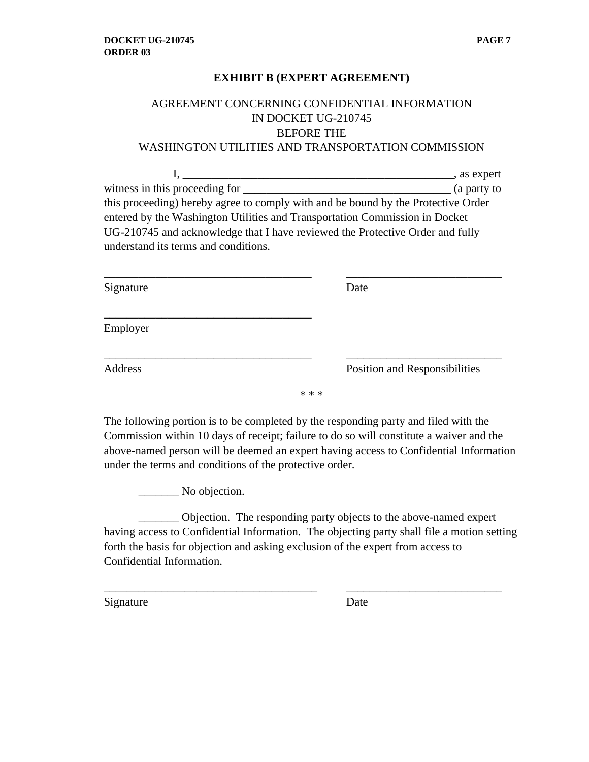## EXHIBIT B (EXPERT AGREEMENT)

AGREEMENT CONCERNING CONFIDENTIAL INFORMATION
IN DOCKET UG-210745
BEFORE THE
WASHINGTON UTILITIES AND TRANSPORTATION COMMISSION

I, ______________________________________________, as expert witness in this proceeding for ___________________________________ (a party to this proceeding) hereby agree to comply with and be bound by the Protective Order entered by the Washington Utilities and Transportation Commission in Docket UG-210745 and acknowledge that I have reviewed the Protective Order and fully understand its terms and conditions.

____________________________________ ___________________________
Signature Date

____________________________________
Employer

____________________________________ ___________________________
Address Position and Responsibilities

\* \* \*

The following portion is to be completed by the responding party and filed with the Commission within 10 days of receipt; failure to do so will constitute a waiver and the above-named person will be deemed an expert having access to Confidential Information under the terms and conditions of the protective order.

_______ No objection.

_______ Objection. The responding party objects to the above-named expert having access to Confidential Information. The objecting party shall file a motion setting forth the basis for objection and asking exclusion of the expert from access to Confidential Information.

_____________________________________ ___________________________
Signature Date